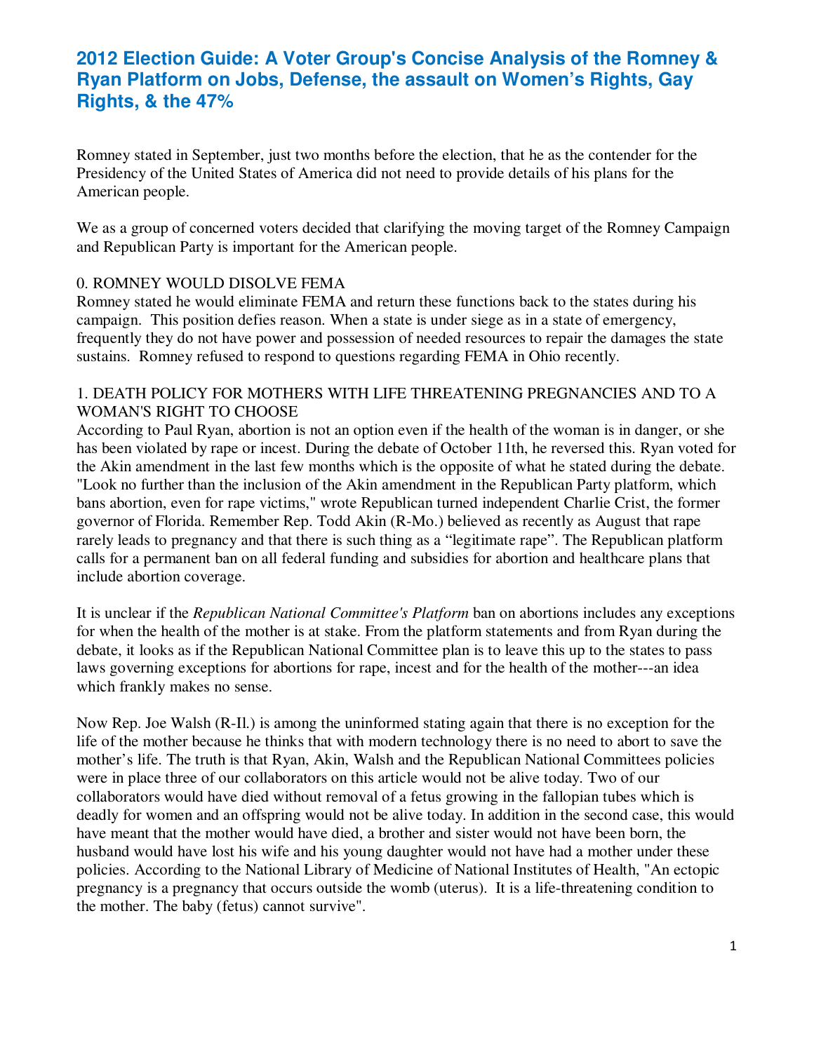# 2012 Election Guide: A Voter Group's Concise Analysis of the Romney & Ryan Platform on Jobs, Defense, the assault on Women's Rights, Gay Rights, & the 47%

Romney stated in September, just two months before the election, that he as the contender for the Presidency of the United States of America did not need to provide details of his plans for the American people.

We as a group of concerned voters decided that clarifying the moving target of the Romney Campaign and Republican Party is important for the American people.

0. ROMNEY WOULD DISOLVE FEMA

Romney stated he would eliminate FEMA and return these functions back to the states during his campaign. This position defies reason. When a state is under siege as in a state of emergency, frequently they do not have power and possession of needed resources to repair the damages the state sustains. Romney refused to respond to questions regarding FEMA in Ohio recently.

1. DEATH POLICY FOR MOTHERS WITH LIFE THREATENING PREGNANCIES AND TO A WOMAN'S RIGHT TO CHOOSE

According to Paul Ryan, abortion is not an option even if the health of the woman is in danger, or she has been violated by rape or incest. During the debate of October 11th, he reversed this. Ryan voted for the Akin amendment in the last few months which is the opposite of what he stated during the debate. "Look no further than the inclusion of the Akin amendment in the Republican Party platform, which bans abortion, even for rape victims," wrote Republican turned independent Charlie Crist, the former governor of Florida. Remember Rep. Todd Akin (R-Mo.) believed as recently as August that rape rarely leads to pregnancy and that there is such thing as a "legitimate rape". The Republican platform calls for a permanent ban on all federal funding and subsidies for abortion and healthcare plans that include abortion coverage.

It is unclear if the *Republican National Committee's Platform* ban on abortions includes any exceptions for when the health of the mother is at stake. From the platform statements and from Ryan during the debate, it looks as if the Republican National Committee plan is to leave this up to the states to pass laws governing exceptions for abortions for rape, incest and for the health of the mother---an idea which frankly makes no sense.

Now Rep. Joe Walsh (R-Il.) is among the uninformed stating again that there is no exception for the life of the mother because he thinks that with modern technology there is no need to abort to save the mother's life. The truth is that Ryan, Akin, Walsh and the Republican National Committees policies were in place three of our collaborators on this article would not be alive today. Two of our collaborators would have died without removal of a fetus growing in the fallopian tubes which is deadly for women and an offspring would not be alive today. In addition in the second case, this would have meant that the mother would have died, a brother and sister would not have been born, the husband would have lost his wife and his young daughter would not have had a mother under these policies. According to the National Library of Medicine of National Institutes of Health, "An ectopic pregnancy is a pregnancy that occurs outside the womb (uterus). It is a life-threatening condition to the mother. The baby (fetus) cannot survive".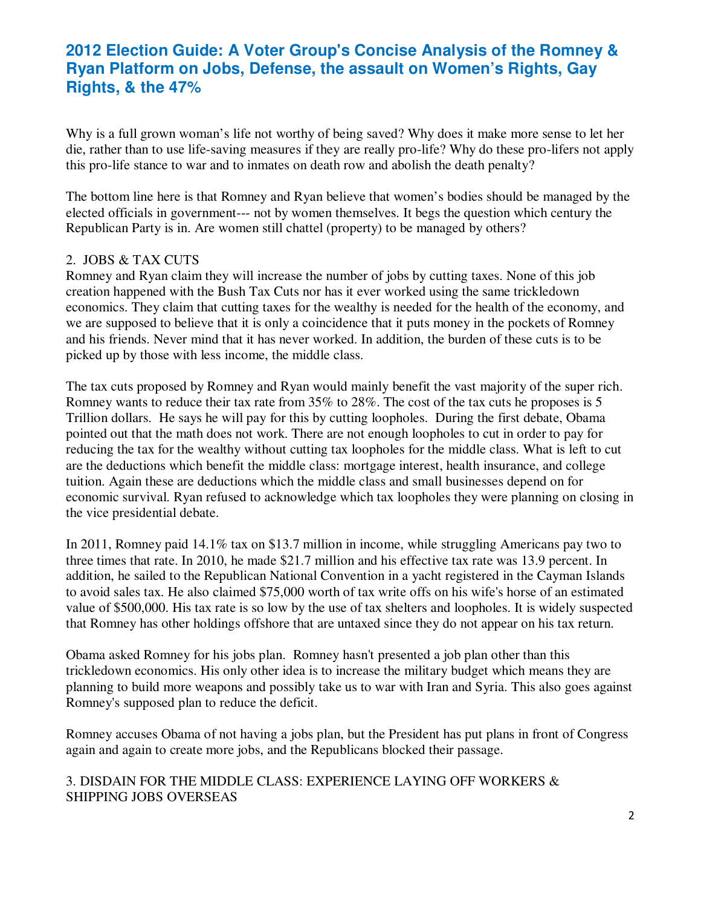# 2012 Election Guide: A Voter Group's Concise Analysis of the Romney & Ryan Platform on Jobs, Defense, the assault on Women's Rights, Gay Rights, & the 47%

Why is a full grown woman's life not worthy of being saved? Why does it make more sense to let her die, rather than to use life-saving measures if they are really pro-life? Why do these pro-lifers not apply this pro-life stance to war and to inmates on death row and abolish the death penalty?

The bottom line here is that Romney and Ryan believe that women's bodies should be managed by the elected officials in government--- not by women themselves. It begs the question which century the Republican Party is in. Are women still chattel (property) to be managed by others?

2. JOBS & TAX CUTS

Romney and Ryan claim they will increase the number of jobs by cutting taxes. None of this job creation happened with the Bush Tax Cuts nor has it ever worked using the same trickledown economics. They claim that cutting taxes for the wealthy is needed for the health of the economy, and we are supposed to believe that it is only a coincidence that it puts money in the pockets of Romney and his friends. Never mind that it has never worked. In addition, the burden of these cuts is to be picked up by those with less income, the middle class.

The tax cuts proposed by Romney and Ryan would mainly benefit the vast majority of the super rich. Romney wants to reduce their tax rate from 35% to 28%. The cost of the tax cuts he proposes is 5 Trillion dollars. He says he will pay for this by cutting loopholes. During the first debate, Obama pointed out that the math does not work. There are not enough loopholes to cut in order to pay for reducing the tax for the wealthy without cutting tax loopholes for the middle class. What is left to cut are the deductions which benefit the middle class: mortgage interest, health insurance, and college tuition. Again these are deductions which the middle class and small businesses depend on for economic survival. Ryan refused to acknowledge which tax loopholes they were planning on closing in the vice presidential debate.

In 2011, Romney paid 14.1% tax on $13.7 million in income, while struggling Americans pay two to three times that rate. In 2010, he made $21.7 million and his effective tax rate was 13.9 percent. In addition, he sailed to the Republican National Convention in a yacht registered in the Cayman Islands to avoid sales tax. He also claimed $75,000 worth of tax write offs on his wife's horse of an estimated value of $500,000. His tax rate is so low by the use of tax shelters and loopholes. It is widely suspected that Romney has other holdings offshore that are untaxed since they do not appear on his tax return.

Obama asked Romney for his jobs plan. Romney hasn't presented a job plan other than this trickledown economics. His only other idea is to increase the military budget which means they are planning to build more weapons and possibly take us to war with Iran and Syria. This also goes against Romney's supposed plan to reduce the deficit.

Romney accuses Obama of not having a jobs plan, but the President has put plans in front of Congress again and again to create more jobs, and the Republicans blocked their passage.

3. DISDAIN FOR THE MIDDLE CLASS: EXPERIENCE LAYING OFF WORKERS & SHIPPING JOBS OVERSEAS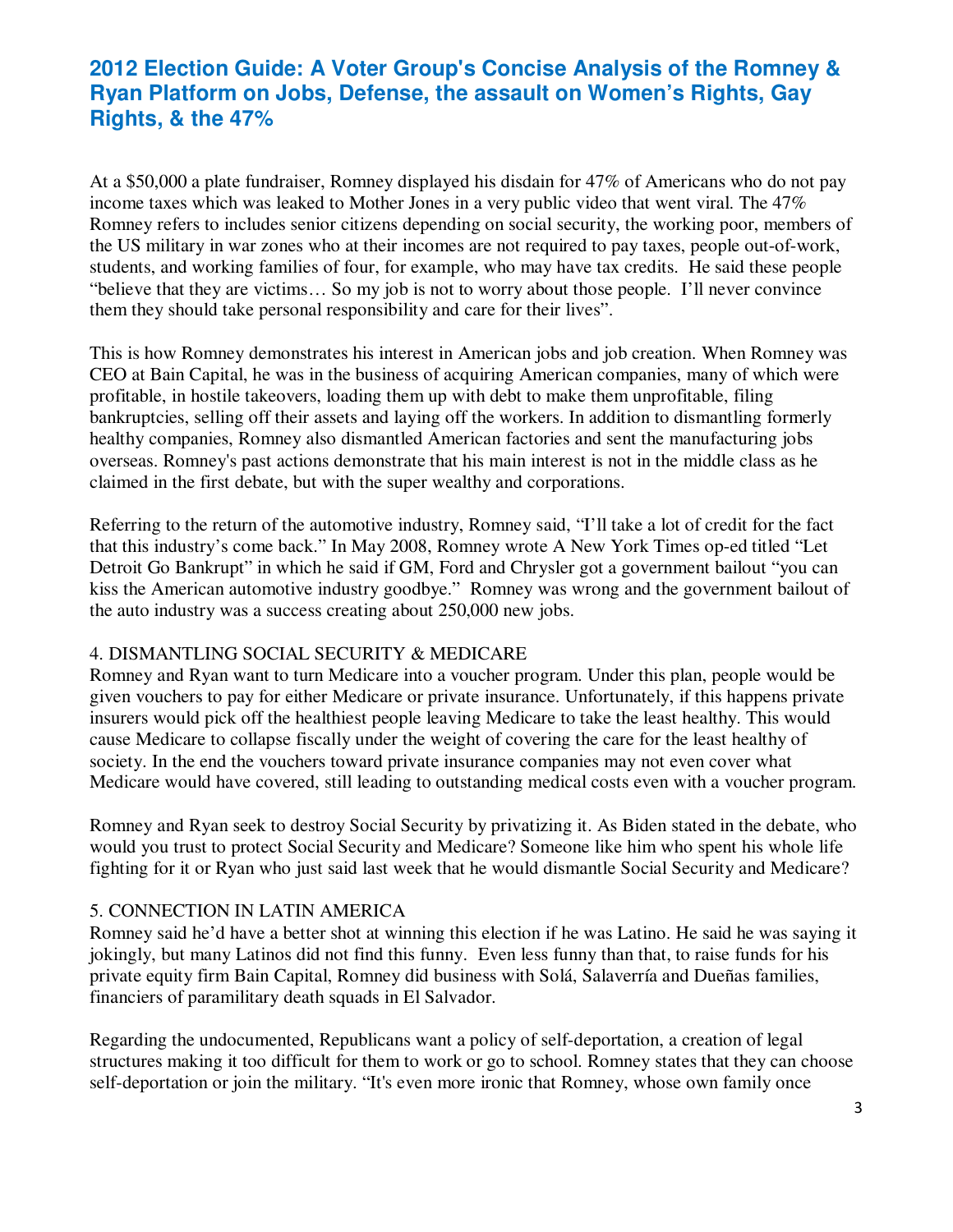# 2012 Election Guide: A Voter Group's Concise Analysis of the Romney & Ryan Platform on Jobs, Defense, the assault on Women's Rights, Gay Rights, & the 47%

At a $50,000 a plate fundraiser, Romney displayed his disdain for 47% of Americans who do not pay income taxes which was leaked to Mother Jones in a very public video that went viral. The 47% Romney refers to includes senior citizens depending on social security, the working poor, members of the US military in war zones who at their incomes are not required to pay taxes, people out-of-work, students, and working families of four, for example, who may have tax credits. He said these people "believe that they are victims… So my job is not to worry about those people. I'll never convince them they should take personal responsibility and care for their lives".

This is how Romney demonstrates his interest in American jobs and job creation. When Romney was CEO at Bain Capital, he was in the business of acquiring American companies, many of which were profitable, in hostile takeovers, loading them up with debt to make them unprofitable, filing bankruptcies, selling off their assets and laying off the workers. In addition to dismantling formerly healthy companies, Romney also dismantled American factories and sent the manufacturing jobs overseas. Romney's past actions demonstrate that his main interest is not in the middle class as he claimed in the first debate, but with the super wealthy and corporations.

Referring to the return of the automotive industry, Romney said, "I'll take a lot of credit for the fact that this industry's come back." In May 2008, Romney wrote A New York Times op-ed titled "Let Detroit Go Bankrupt" in which he said if GM, Ford and Chrysler got a government bailout "you can kiss the American automotive industry goodbye." Romney was wrong and the government bailout of the auto industry was a success creating about 250,000 new jobs.

4. DISMANTLING SOCIAL SECURITY & MEDICARE

Romney and Ryan want to turn Medicare into a voucher program. Under this plan, people would be given vouchers to pay for either Medicare or private insurance. Unfortunately, if this happens private insurers would pick off the healthiest people leaving Medicare to take the least healthy. This would cause Medicare to collapse fiscally under the weight of covering the care for the least healthy of society. In the end the vouchers toward private insurance companies may not even cover what Medicare would have covered, still leading to outstanding medical costs even with a voucher program.

Romney and Ryan seek to destroy Social Security by privatizing it. As Biden stated in the debate, who would you trust to protect Social Security and Medicare? Someone like him who spent his whole life fighting for it or Ryan who just said last week that he would dismantle Social Security and Medicare?

5. CONNECTION IN LATIN AMERICA

Romney said he'd have a better shot at winning this election if he was Latino. He said he was saying it jokingly, but many Latinos did not find this funny. Even less funny than that, to raise funds for his private equity firm Bain Capital, Romney did business with Solá, Salaverría and Dueñas families, financiers of paramilitary death squads in El Salvador.

Regarding the undocumented, Republicans want a policy of self-deportation, a creation of legal structures making it too difficult for them to work or go to school. Romney states that they can choose self-deportation or join the military. "It's even more ironic that Romney, whose own family once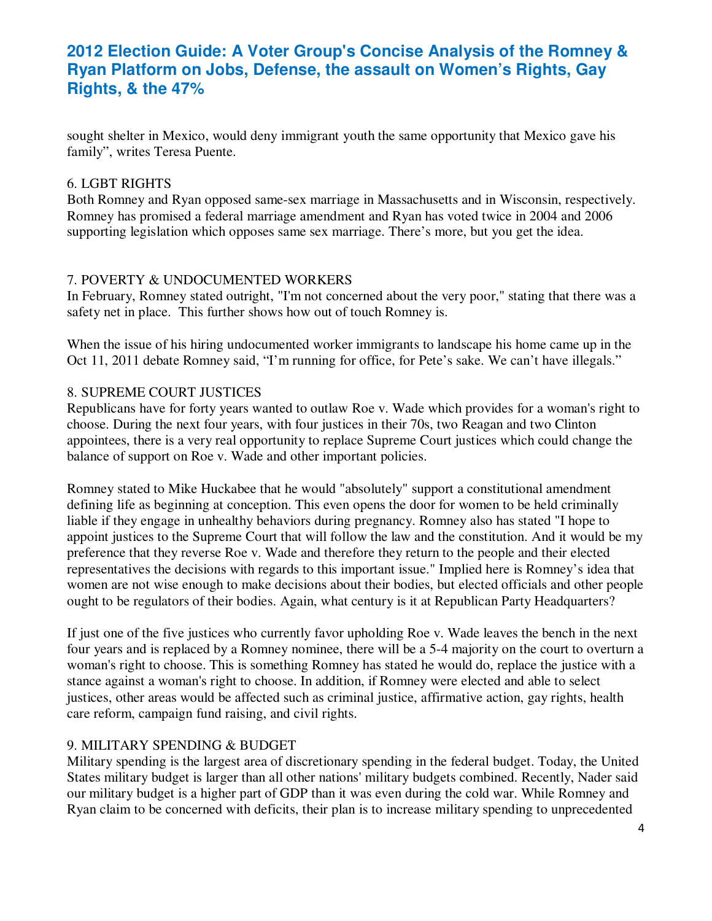sought shelter in Mexico, would deny immigrant youth the same opportunity that Mexico gave his family", writes Teresa Puente.

6. LGBT RIGHTS
Both Romney and Ryan opposed same-sex marriage in Massachusetts and in Wisconsin, respectively. Romney has promised a federal marriage amendment and Ryan has voted twice in 2004 and 2006 supporting legislation which opposes same sex marriage. There's more, but you get the idea.

7. POVERTY & UNDOCUMENTED WORKERS
In February, Romney stated outright, "I'm not concerned about the very poor," stating that there was a safety net in place. This further shows how out of touch Romney is.

When the issue of his hiring undocumented worker immigrants to landscape his home came up in the Oct 11, 2011 debate Romney said, "I'm running for office, for Pete's sake. We can't have illegals."

8. SUPREME COURT JUSTICES
Republicans have for forty years wanted to outlaw Roe v. Wade which provides for a woman's right to choose. During the next four years, with four justices in their 70s, two Reagan and two Clinton appointees, there is a very real opportunity to replace Supreme Court justices which could change the balance of support on Roe v. Wade and other important policies.

Romney stated to Mike Huckabee that he would "absolutely" support a constitutional amendment defining life as beginning at conception. This even opens the door for women to be held criminally liable if they engage in unhealthy behaviors during pregnancy. Romney also has stated "I hope to appoint justices to the Supreme Court that will follow the law and the constitution. And it would be my preference that they reverse Roe v. Wade and therefore they return to the people and their elected representatives the decisions with regards to this important issue." Implied here is Romney's idea that women are not wise enough to make decisions about their bodies, but elected officials and other people ought to be regulators of their bodies. Again, what century is it at Republican Party Headquarters?

If just one of the five justices who currently favor upholding Roe v. Wade leaves the bench in the next four years and is replaced by a Romney nominee, there will be a 5-4 majority on the court to overturn a woman's right to choose. This is something Romney has stated he would do, replace the justice with a stance against a woman's right to choose. In addition, if Romney were elected and able to select justices, other areas would be affected such as criminal justice, affirmative action, gay rights, health care reform, campaign fund raising, and civil rights.

9. MILITARY SPENDING & BUDGET
Military spending is the largest area of discretionary spending in the federal budget. Today, the United States military budget is larger than all other nations' military budgets combined. Recently, Nader said our military budget is a higher part of GDP than it was even during the cold war. While Romney and Ryan claim to be concerned with deficits, their plan is to increase military spending to unprecedented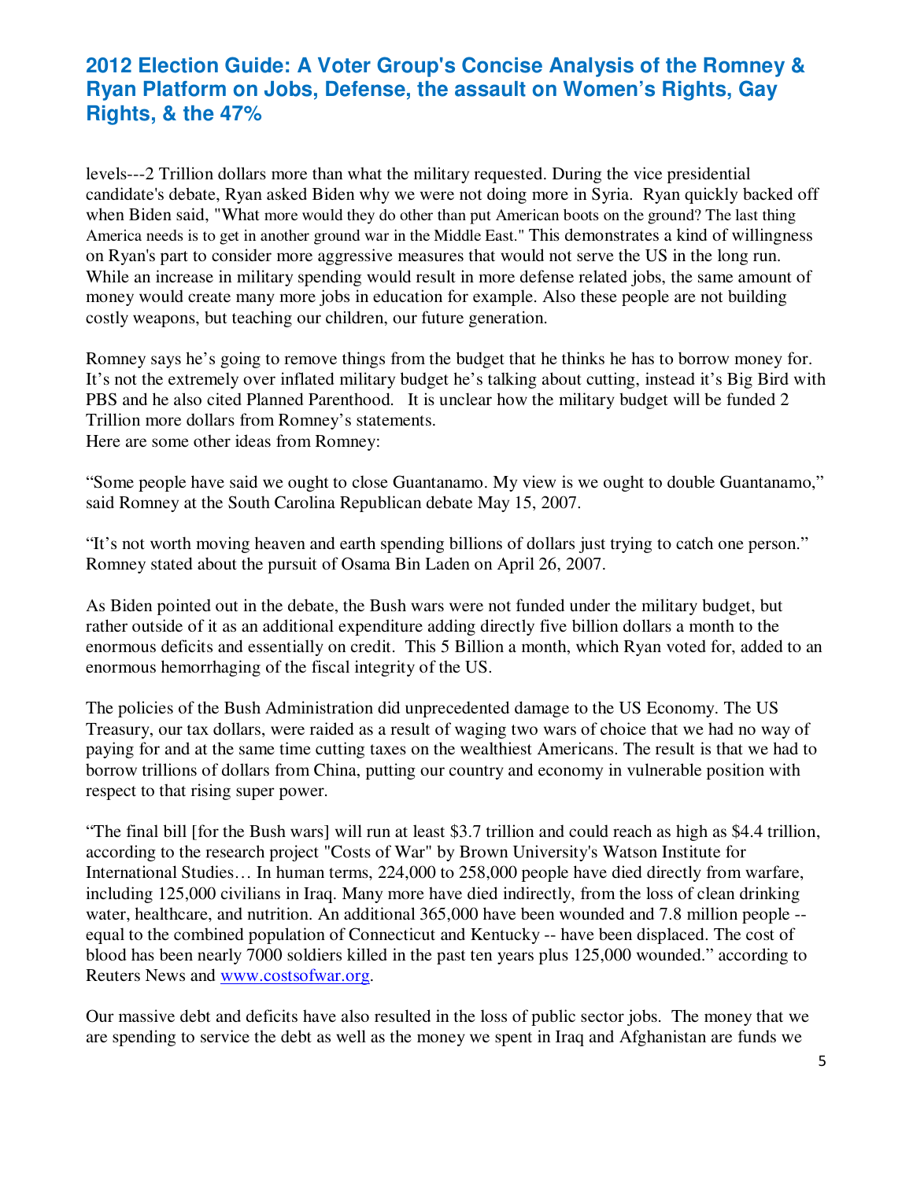levels---2 Trillion dollars more than what the military requested. During the vice presidential candidate's debate, Ryan asked Biden why we were not doing more in Syria. Ryan quickly backed off when Biden said, "What more would they do other than put American boots on the ground? The last thing America needs is to get in another ground war in the Middle East." This demonstrates a kind of willingness on Ryan's part to consider more aggressive measures that would not serve the US in the long run. While an increase in military spending would result in more defense related jobs, the same amount of money would create many more jobs in education for example. Also these people are not building costly weapons, but teaching our children, our future generation.

Romney says he's going to remove things from the budget that he thinks he has to borrow money for. It's not the extremely over inflated military budget he's talking about cutting, instead it's Big Bird with PBS and he also cited Planned Parenthood. It is unclear how the military budget will be funded 2 Trillion more dollars from Romney's statements.
Here are some other ideas from Romney:

"Some people have said we ought to close Guantanamo. My view is we ought to double Guantanamo," said Romney at the South Carolina Republican debate May 15, 2007.

"It's not worth moving heaven and earth spending billions of dollars just trying to catch one person." Romney stated about the pursuit of Osama Bin Laden on April 26, 2007.

As Biden pointed out in the debate, the Bush wars were not funded under the military budget, but rather outside of it as an additional expenditure adding directly five billion dollars a month to the enormous deficits and essentially on credit. This 5 Billion a month, which Ryan voted for, added to an enormous hemorrhaging of the fiscal integrity of the US.

The policies of the Bush Administration did unprecedented damage to the US Economy. The US Treasury, our tax dollars, were raided as a result of waging two wars of choice that we had no way of paying for and at the same time cutting taxes on the wealthiest Americans. The result is that we had to borrow trillions of dollars from China, putting our country and economy in vulnerable position with respect to that rising super power.

"The final bill [for the Bush wars] will run at least $3.7 trillion and could reach as high as $4.4 trillion, according to the research project "Costs of War" by Brown University's Watson Institute for International Studies… In human terms, 224,000 to 258,000 people have died directly from warfare, including 125,000 civilians in Iraq. Many more have died indirectly, from the loss of clean drinking water, healthcare, and nutrition. An additional 365,000 have been wounded and 7.8 million people -- equal to the combined population of Connecticut and Kentucky -- have been displaced. The cost of blood has been nearly 7000 soldiers killed in the past ten years plus 125,000 wounded." according to Reuters News and [www.costsofwar.org](http://www.costsofwar.org).

Our massive debt and deficits have also resulted in the loss of public sector jobs. The money that we are spending to service the debt as well as the money we spent in Iraq and Afghanistan are funds we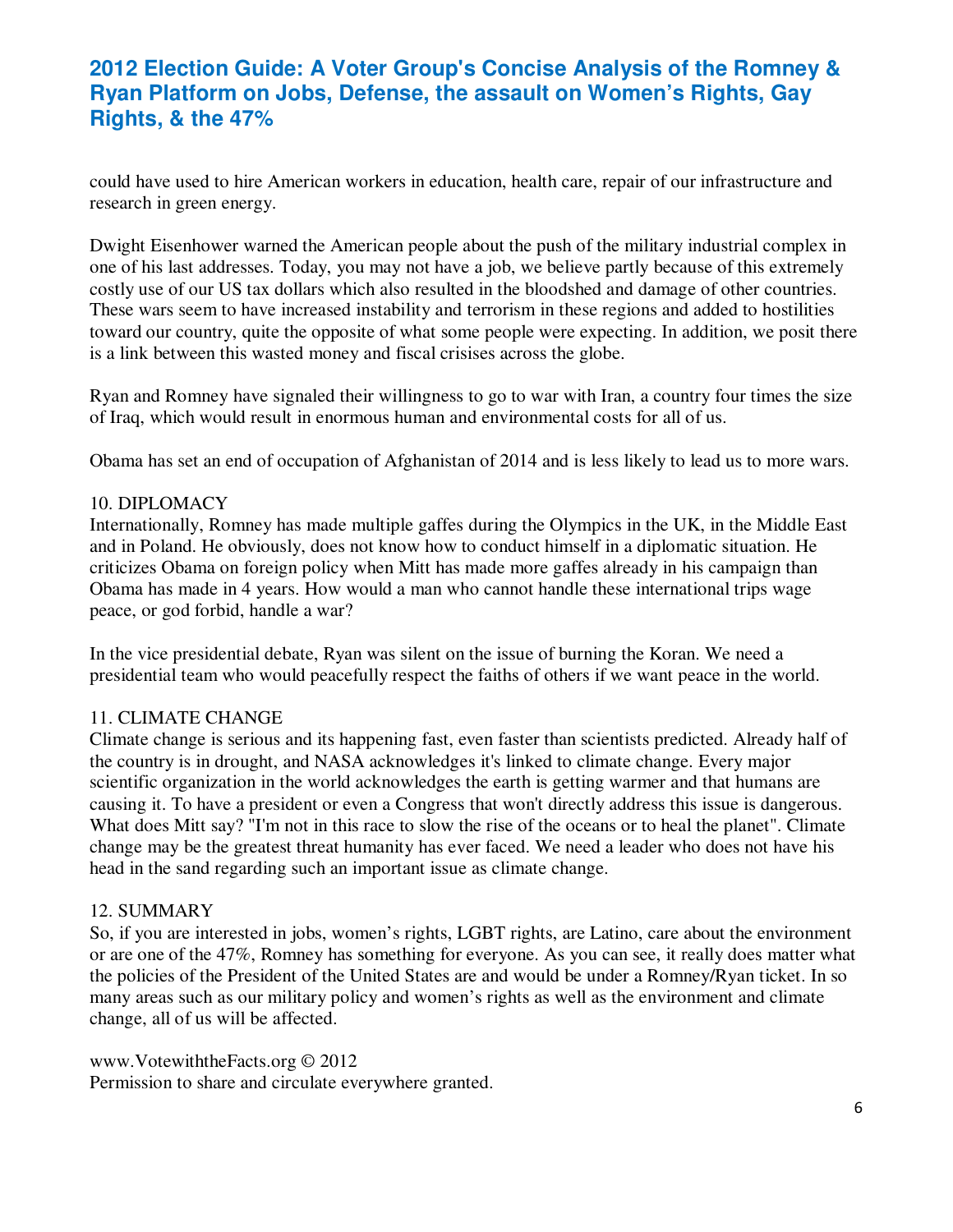could have used to hire American workers in education, health care, repair of our infrastructure and research in green energy.

Dwight Eisenhower warned the American people about the push of the military industrial complex in one of his last addresses. Today, you may not have a job, we believe partly because of this extremely costly use of our US tax dollars which also resulted in the bloodshed and damage of other countries. These wars seem to have increased instability and terrorism in these regions and added to hostilities toward our country, quite the opposite of what some people were expecting. In addition, we posit there is a link between this wasted money and fiscal crisises across the globe.

Ryan and Romney have signaled their willingness to go to war with Iran, a country four times the size of Iraq, which would result in enormous human and environmental costs for all of us.

Obama has set an end of occupation of Afghanistan of 2014 and is less likely to lead us to more wars.

## 10. DIPLOMACY

Internationally, Romney has made multiple gaffes during the Olympics in the UK, in the Middle East and in Poland. He obviously, does not know how to conduct himself in a diplomatic situation. He criticizes Obama on foreign policy when Mitt has made more gaffes already in his campaign than Obama has made in 4 years. How would a man who cannot handle these international trips wage peace, or god forbid, handle a war?

In the vice presidential debate, Ryan was silent on the issue of burning the Koran. We need a presidential team who would peacefully respect the faiths of others if we want peace in the world.

## 11. CLIMATE CHANGE

Climate change is serious and its happening fast, even faster than scientists predicted. Already half of the country is in drought, and NASA acknowledges it's linked to climate change. Every major scientific organization in the world acknowledges the earth is getting warmer and that humans are causing it. To have a president or even a Congress that won't directly address this issue is dangerous. What does Mitt say? "I'm not in this race to slow the rise of the oceans or to heal the planet". Climate change may be the greatest threat humanity has ever faced. We need a leader who does not have his head in the sand regarding such an important issue as climate change.

## 12. SUMMARY

So, if you are interested in jobs, women's rights, LGBT rights, are Latino, care about the environment or are one of the 47%, Romney has something for everyone. As you can see, it really does matter what the policies of the President of the United States are and would be under a Romney/Ryan ticket. In so many areas such as our military policy and women's rights as well as the environment and climate change, all of us will be affected.

www.VotewiththeFacts.org © 2012
Permission to share and circulate everywhere granted.